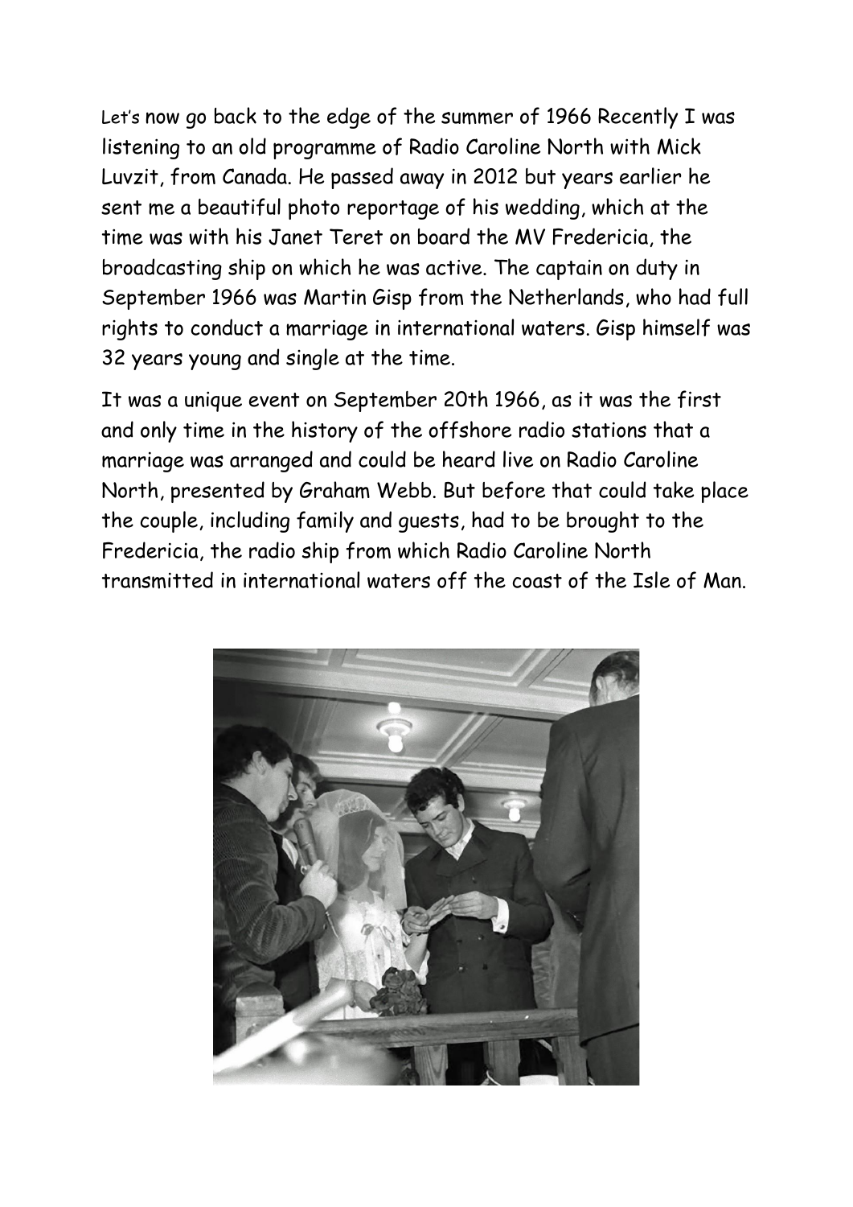Let's now go back to the edge of the summer of 1966 Recently I was listening to an old programme of Radio Caroline North with Mick Luvzit, from Canada. He passed away in 2012 but years earlier he sent me a beautiful photo reportage of his wedding, which at the time was with his Janet Teret on board the MV Fredericia, the broadcasting ship on which he was active. The captain on duty in September 1966 was Martin Gisp from the Netherlands, who had full rights to conduct a marriage in international waters. Gisp himself was 32 years young and single at the time.

It was a unique event on September 20th 1966, as it was the first and only time in the history of the offshore radio stations that a marriage was arranged and could be heard live on Radio Caroline North, presented by Graham Webb. But before that could take place the couple, including family and guests, had to be brought to the Fredericia, the radio ship from which Radio Caroline North transmitted in international waters off the coast of the Isle of Man.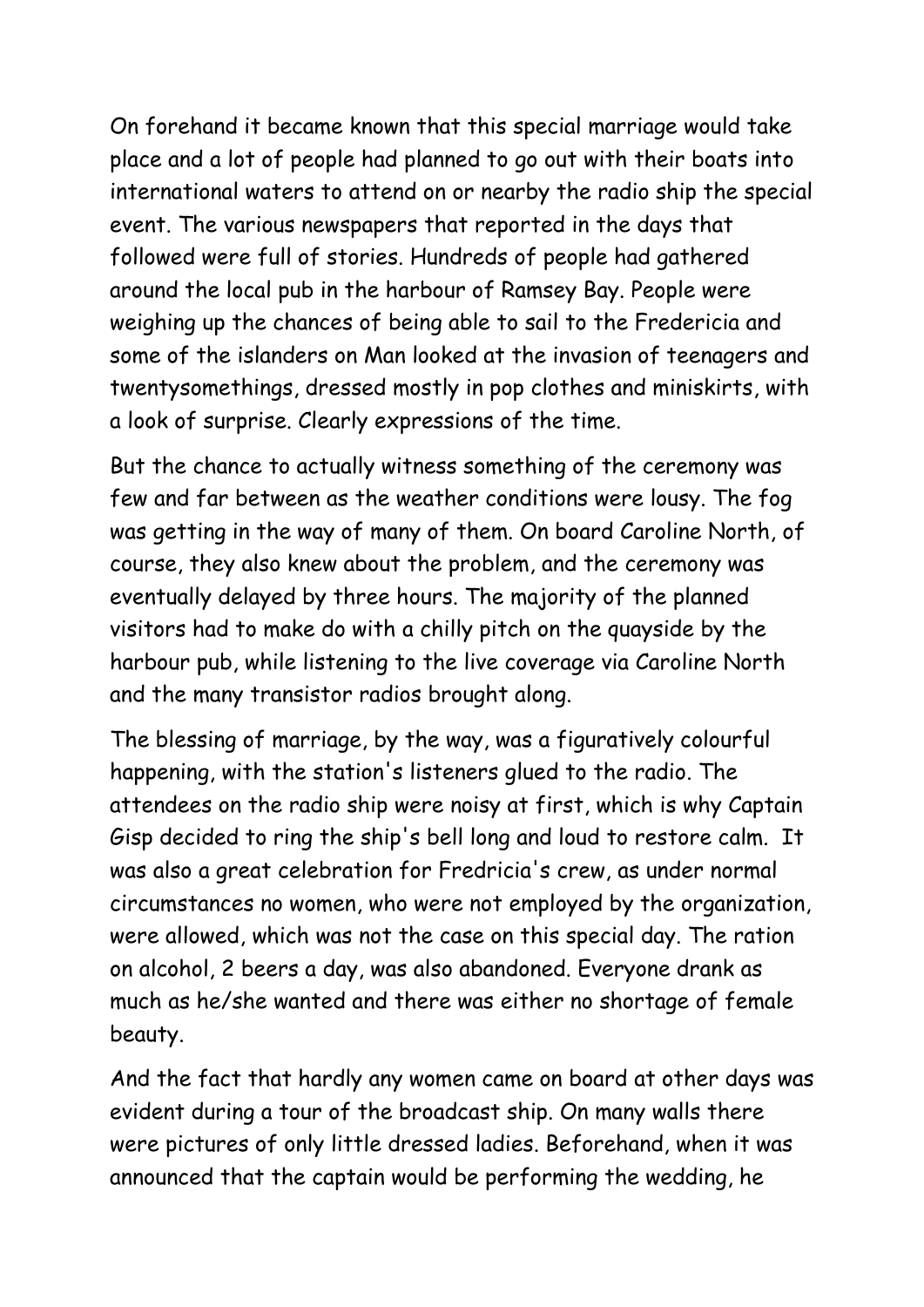On forehand it became known that this special marriage would take place and a lot of people had planned to go out with their boats into international waters to attend on or nearby the radio ship the special event. The various newspapers that reported in the days that followed were full of stories. Hundreds of people had gathered around the local pub in the harbour of Ramsey Bay. People were weighing up the chances of being able to sail to the Fredericia and some of the islanders on Man looked at the invasion of teenagers and twentysomethings, dressed mostly in pop clothes and miniskirts, with a look of surprise. Clearly expressions of the time.

But the chance to actually witness something of the ceremony was few and far between as the weather conditions were lousy. The fog was getting in the way of many of them. On board Caroline North, of course, they also knew about the problem, and the ceremony was eventually delayed by three hours. The majority of the planned visitors had to make do with a chilly pitch on the quayside by the harbour pub, while listening to the live coverage via Caroline North and the many transistor radios brought along.

The blessing of marriage, by the way, was a figuratively colourful happening, with the station's listeners glued to the radio. The attendees on the radio ship were noisy at first, which is why Captain Gisp decided to ring the ship's bell long and loud to restore calm. It was also a great celebration for Fredricia's crew, as under normal circumstances no women, who were not employed by the organization, were allowed, which was not the case on this special day. The ration on alcohol, 2 beers a day, was also abandoned. Everyone drank as much as he/she wanted and there was either no shortage of female beauty.

And the fact that hardly any women came on board at other days was evident during a tour of the broadcast ship. On many walls there were pictures of only little dressed ladies. Beforehand, when it was announced that the captain would be performing the wedding, he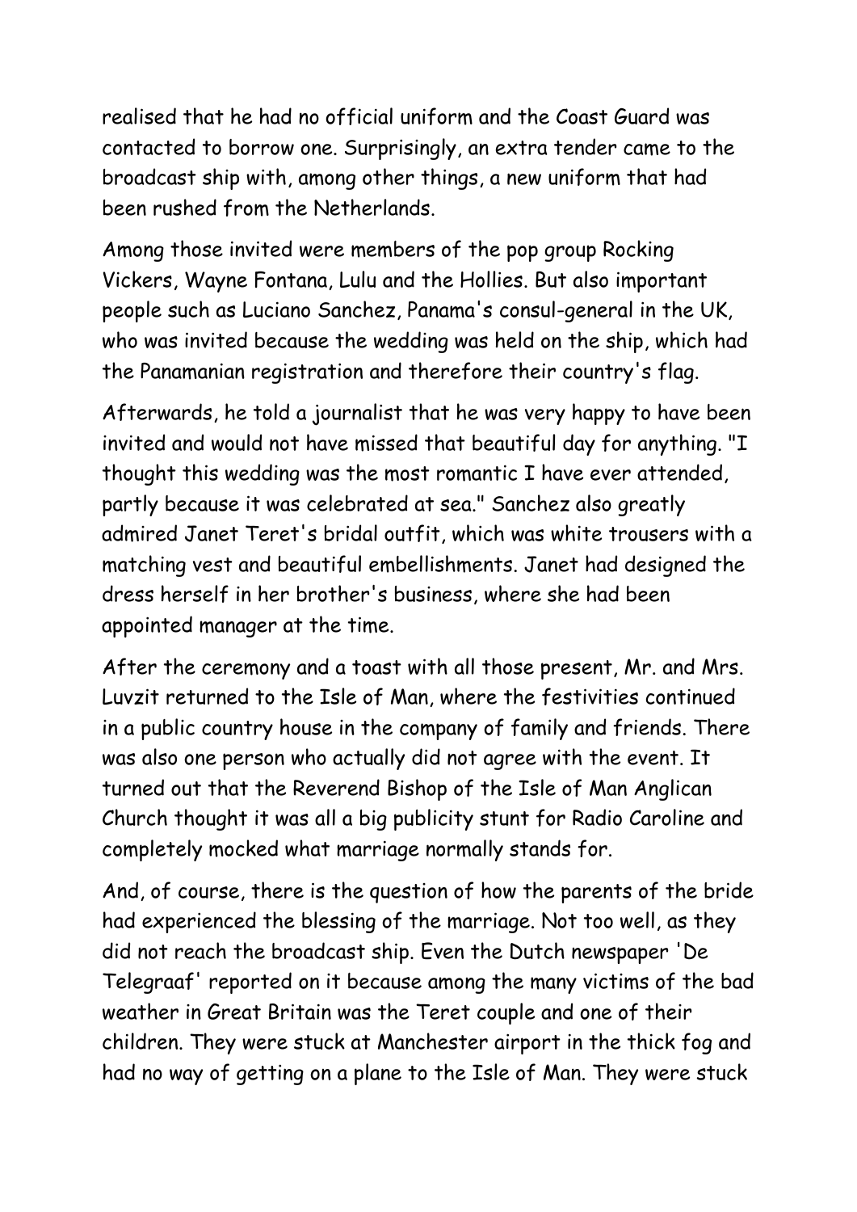realised that he had no official uniform and the Coast Guard was contacted to borrow one. Surprisingly, an extra tender came to the broadcast ship with, among other things, a new uniform that had been rushed from the Netherlands.

Among those invited were members of the pop group Rocking Vickers, Wayne Fontana, Lulu and the Hollies. But also important people such as Luciano Sanchez, Panama's consul-general in the UK, who was invited because the wedding was held on the ship, which had the Panamanian registration and therefore their country's flag.

Afterwards, he told a journalist that he was very happy to have been invited and would not have missed that beautiful day for anything. "I thought this wedding was the most romantic I have ever attended, partly because it was celebrated at sea." Sanchez also greatly admired Janet Teret's bridal outfit, which was white trousers with a matching vest and beautiful embellishments. Janet had designed the dress herself in her brother's business, where she had been appointed manager at the time.

After the ceremony and a toast with all those present, Mr. and Mrs. Luvzit returned to the Isle of Man, where the festivities continued in a public country house in the company of family and friends. There was also one person who actually did not agree with the event. It turned out that the Reverend Bishop of the Isle of Man Anglican Church thought it was all a big publicity stunt for Radio Caroline and completely mocked what marriage normally stands for.

And, of course, there is the question of how the parents of the bride had experienced the blessing of the marriage. Not too well, as they did not reach the broadcast ship. Even the Dutch newspaper 'De Telegraaf' reported on it because among the many victims of the bad weather in Great Britain was the Teret couple and one of their children. They were stuck at Manchester airport in the thick fog and had no way of getting on a plane to the Isle of Man. They were stuck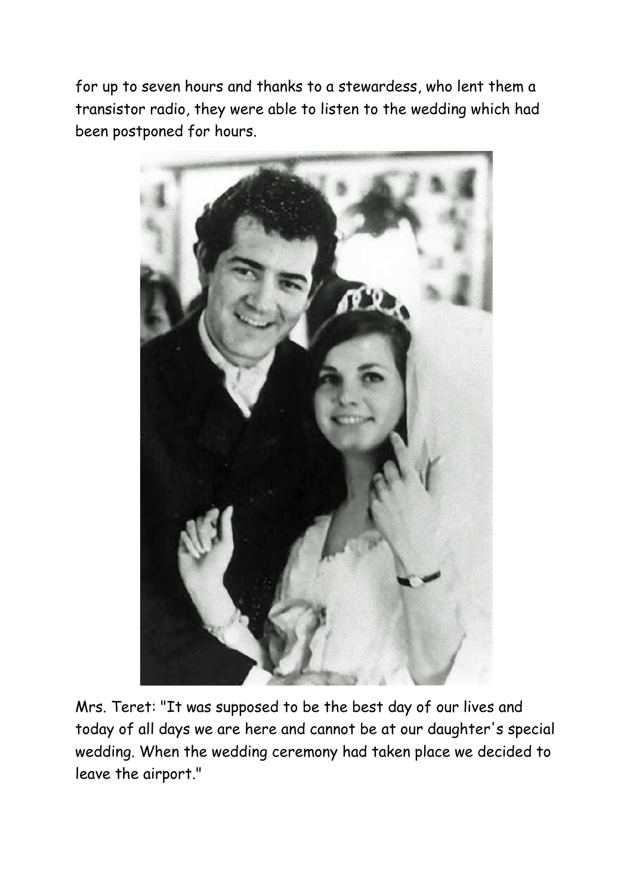for up to seven hours and thanks to a stewardess, who lent them a transistor radio, they were able to listen to the wedding which had been postponed for hours.

Mrs. Teret: "It was supposed to be the best day of our lives and today of all days we are here and cannot be at our daughter's special wedding. When the wedding ceremony had taken place we decided to leave the airport."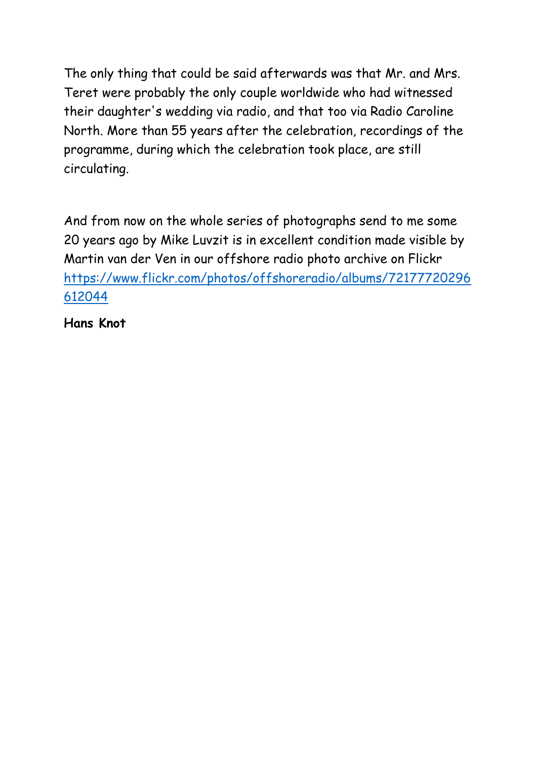The only thing that could be said afterwards was that Mr. and Mrs. Teret were probably the only couple worldwide who had witnessed their daughter's wedding via radio, and that too via Radio Caroline North. More than 55 years after the celebration, recordings of the programme, during which the celebration took place, are still circulating.

And from now on the whole series of photographs send to me some 20 years ago by Mike Luvzit is in excellent condition made visible by Martin van der Ven in our offshore radio photo archive on Flickr https://www.flickr.com/photos/offshoreradio/albums/72177720296612044

**Hans Knot**